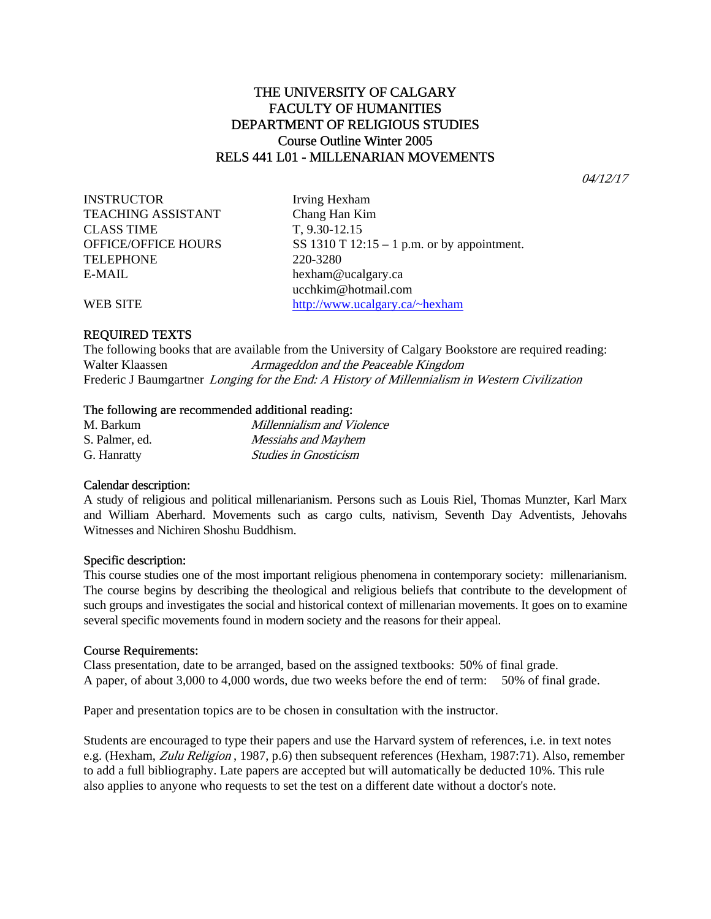# THE UNIVERSITY OF CALGARY
# FACULTY OF HUMANITIES
# DEPARTMENT OF RELIGIOUS STUDIES
# Course Outline Winter 2005
# RELS 441 L01 - MILLENARIAN MOVEMENTS

*04/12/17*

| | |
|---|---|
| INSTRUCTOR | Irving Hexham |
| TEACHING ASSISTANT | Chang Han Kim |
| CLASS TIME | T, 9.30-12.15 |
| OFFICE/OFFICE HOURS | SS 1310 T 12:15 – 1 p.m. or by appointment. |
| TELEPHONE | 220-3280 |
| E-MAIL | hexham@ucalgary.ca |
| | ucchkim@hotmail.com |
| WEB SITE | http://www.ucalgary.ca/~hexham |

## REQUIRED TEXTS

The following books that are available from the University of Calgary Bookstore are required reading:

Walter Klaassen *Armageddon and the Peaceable Kingdom*

Frederic J Baumgartner *Longing for the End: A History of Millennialism in Western Civilization*

## The following are recommended additional reading:

| | |
|---|---|
| M. Barkum | *Millennialism and Violence* |
| S. Palmer, ed. | *Messiahs and Mayhem* |
| G. Hanratty | *Studies in Gnosticism* |

## Calendar description:

A study of religious and political millenarianism. Persons such as Louis Riel, Thomas Munzter, Karl Marx and William Aberhard. Movements such as cargo cults, nativism, Seventh Day Adventists, Jehovahs Witnesses and Nichiren Shoshu Buddhism.

## Specific description:

This course studies one of the most important religious phenomena in contemporary society: millenarianism. The course begins by describing the theological and religious beliefs that contribute to the development of such groups and investigates the social and historical context of millenarian movements. It goes on to examine several specific movements found in modern society and the reasons for their appeal.

## Course Requirements:

Class presentation, date to be arranged, based on the assigned textbooks: 50% of final grade.

A paper, of about 3,000 to 4,000 words, due two weeks before the end of term: 50% of final grade.

Paper and presentation topics are to be chosen in consultation with the instructor.

Students are encouraged to type their papers and use the Harvard system of references, i.e. in text notes e.g. (Hexham, *Zulu Religion* , 1987, p.6) then subsequent references (Hexham, 1987:71). Also, remember to add a full bibliography. Late papers are accepted but will automatically be deducted 10%. This rule also applies to anyone who requests to set the test on a different date without a doctor's note.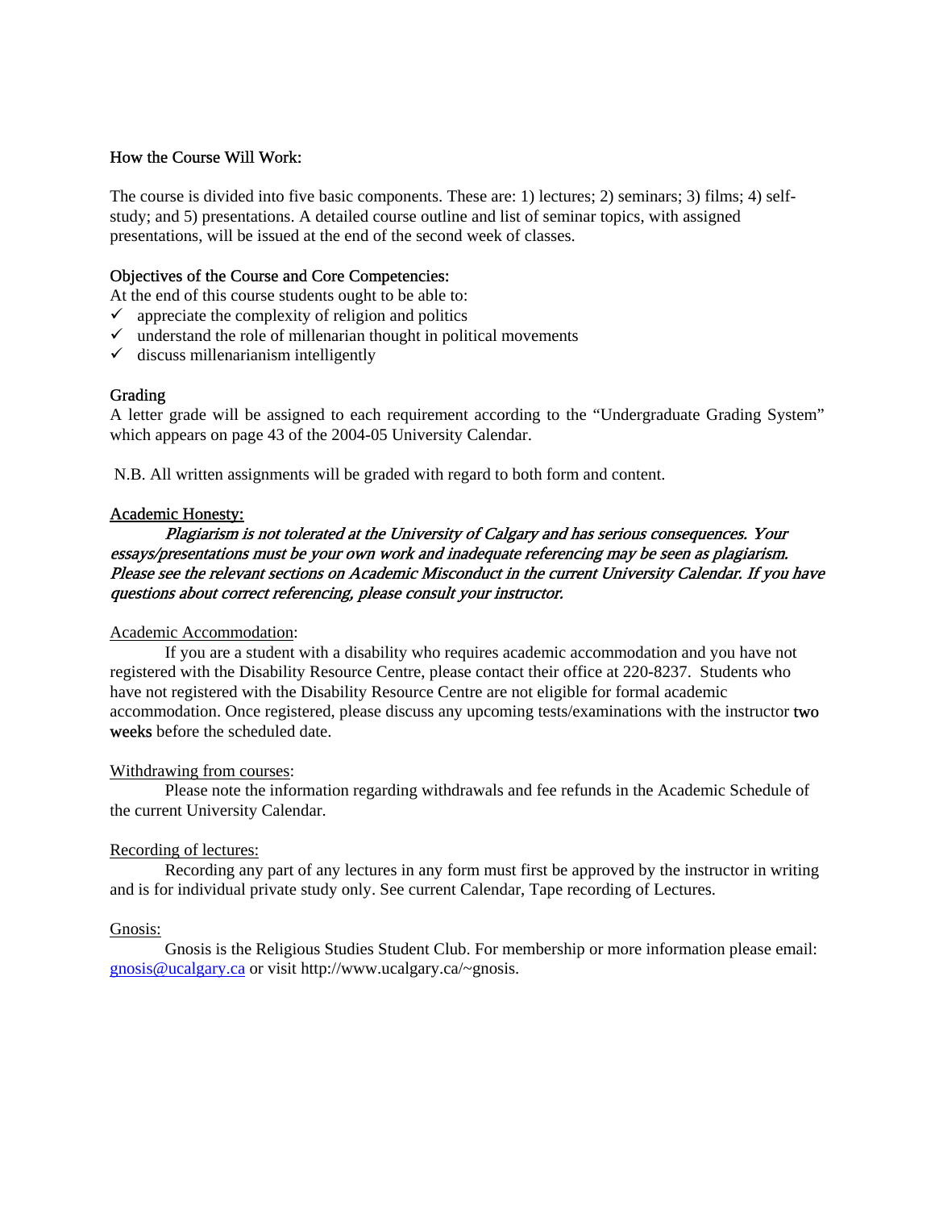How the Course Will Work:

The course is divided into five basic components. These are: 1) lectures; 2) seminars; 3) films; 4) self-study; and 5) presentations. A detailed course outline and list of seminar topics, with assigned presentations, will be issued at the end of the second week of classes.

Objectives of the Course and Core Competencies:

At the end of this course students ought to be able to:

- ✓ appreciate the complexity of religion and politics
- ✓ understand the role of millenarian thought in political movements
- ✓ discuss millenarianism intelligently

Grading

A letter grade will be assigned to each requirement according to the "Undergraduate Grading System" which appears on page 43 of the 2004-05 University Calendar.

N.B. All written assignments will be graded with regard to both form and content.

<u>Academic Honesty:</u>

*Plagiarism is not tolerated at the University of Calgary and has serious consequences. Your essays/presentations must be your own work and inadequate referencing may be seen as plagiarism. Please see the relevant sections on Academic Misconduct in the current University Calendar. If you have questions about correct referencing, please consult your instructor.*

<u>Academic Accommodation</u>:

If you are a student with a disability who requires academic accommodation and you have not registered with the Disability Resource Centre, please contact their office at 220-8237. Students who have not registered with the Disability Resource Centre are not eligible for formal academic accommodation. Once registered, please discuss any upcoming tests/examinations with the instructor two weeks before the scheduled date.

<u>Withdrawing from courses</u>:

Please note the information regarding withdrawals and fee refunds in the Academic Schedule of the current University Calendar.

<u>Recording of lectures:</u>

Recording any part of any lectures in any form must first be approved by the instructor in writing and is for individual private study only. See current Calendar, Tape recording of Lectures.

<u>Gnosis:</u>

Gnosis is the Religious Studies Student Club. For membership or more information please email: gnosis@ucalgary.ca or visit http://www.ucalgary.ca/~gnosis.